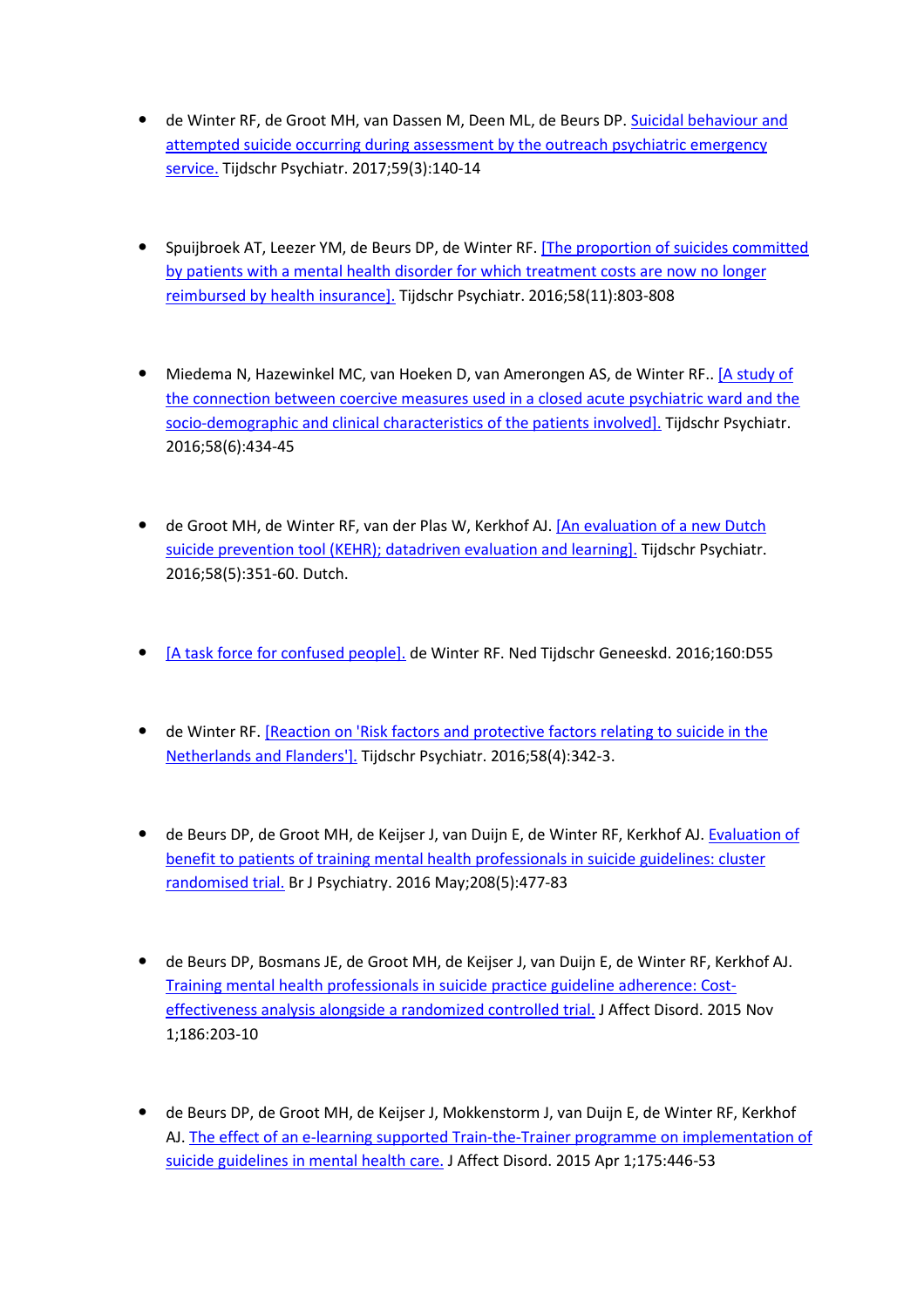- de Winter RF, de Groot MH, van Dassen M, Deen ML, de Beurs DP. [Suicidal behaviour and attempted suicide occurring during assessment by the outreach psychiatric emergency service.] Tijdschr Psychiatr. 2017;59(3):140-14

- Spuijbroek AT, Leezer YM, de Beurs DP, de Winter RF. [[The proportion of suicides committed by patients with a mental health disorder for which treatment costs are now no longer reimbursed by health insurance].] Tijdschr Psychiatr. 2016;58(11):803-808

- Miedema N, Hazewinkel MC, van Hoeken D, van Amerongen AS, de Winter RF.. [[A study of the connection between coercive measures used in a closed acute psychiatric ward and the socio-demographic and clinical characteristics of the patients involved].] Tijdschr Psychiatr. 2016;58(6):434-45

- de Groot MH, de Winter RF, van der Plas W, Kerkhof AJ. [[An evaluation of a new Dutch suicide prevention tool (KEHR); datadriven evaluation and learning].] Tijdschr Psychiatr. 2016;58(5):351-60. Dutch.

- [[A task force for confused people].] de Winter RF. Ned Tijdschr Geneeskd. 2016;160:D55

- de Winter RF. [[Reaction on 'Risk factors and protective factors relating to suicide in the Netherlands and Flanders'].] Tijdschr Psychiatr. 2016;58(4):342-3.

- de Beurs DP, de Groot MH, de Keijser J, van Duijn E, de Winter RF, Kerkhof AJ. [Evaluation of benefit to patients of training mental health professionals in suicide guidelines: cluster randomised trial.] Br J Psychiatry. 2016 May;208(5):477-83

- de Beurs DP, Bosmans JE, de Groot MH, de Keijser J, van Duijn E, de Winter RF, Kerkhof AJ. [Training mental health professionals in suicide practice guideline adherence: Cost-effectiveness analysis alongside a randomized controlled trial.] J Affect Disord. 2015 Nov 1;186:203-10

- de Beurs DP, de Groot MH, de Keijser J, Mokkenstorm J, van Duijn E, de Winter RF, Kerkhof AJ. [The effect of an e-learning supported Train-the-Trainer programme on implementation of suicide guidelines in mental health care.] J Affect Disord. 2015 Apr 1;175:446-53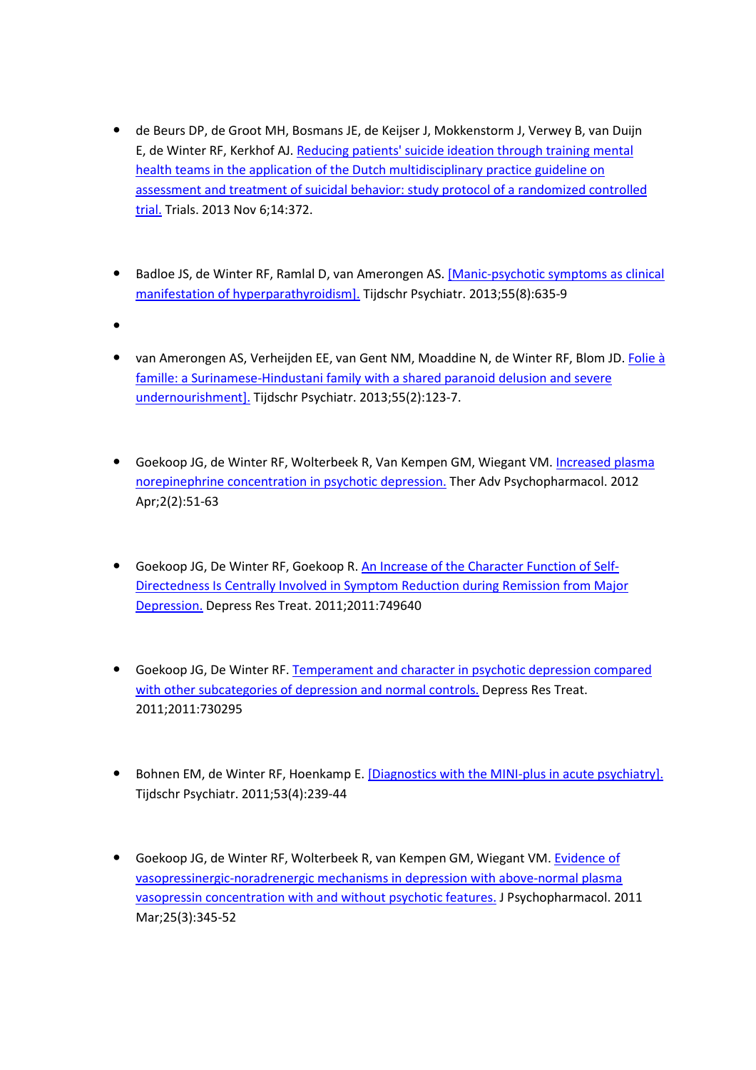- de Beurs DP, de Groot MH, Bosmans JE, de Keijser J, Mokkenstorm J, Verwey B, van Duijn E, de Winter RF, Kerkhof AJ. Reducing patients' suicide ideation through training mental health teams in the application of the Dutch multidisciplinary practice guideline on assessment and treatment of suicidal behavior: study protocol of a randomized controlled trial. Trials. 2013 Nov 6;14:372.

- Badloe JS, de Winter RF, Ramlal D, van Amerongen AS. [Manic-psychotic symptoms as clinical manifestation of hyperparathyroidism]. Tijdschr Psychiatr. 2013;55(8):635-9

-

- van Amerongen AS, Verheijden EE, van Gent NM, Moaddine N, de Winter RF, Blom JD. Folie à famille: a Surinamese-Hindustani family with a shared paranoid delusion and severe undernourishment]. Tijdschr Psychiatr. 2013;55(2):123-7.

- Goekoop JG, de Winter RF, Wolterbeek R, Van Kempen GM, Wiegant VM. Increased plasma norepinephrine concentration in psychotic depression. Ther Adv Psychopharmacol. 2012 Apr;2(2):51-63

- Goekoop JG, De Winter RF, Goekoop R. An Increase of the Character Function of Self-Directedness Is Centrally Involved in Symptom Reduction during Remission from Major Depression. Depress Res Treat. 2011;2011:749640

- Goekoop JG, De Winter RF. Temperament and character in psychotic depression compared with other subcategories of depression and normal controls. Depress Res Treat. 2011;2011:730295

- Bohnen EM, de Winter RF, Hoenkamp E. [Diagnostics with the MINI-plus in acute psychiatry]. Tijdschr Psychiatr. 2011;53(4):239-44

- Goekoop JG, de Winter RF, Wolterbeek R, van Kempen GM, Wiegant VM. Evidence of vasopressinergic-noradrenergic mechanisms in depression with above-normal plasma vasopressin concentration with and without psychotic features. J Psychopharmacol. 2011 Mar;25(3):345-52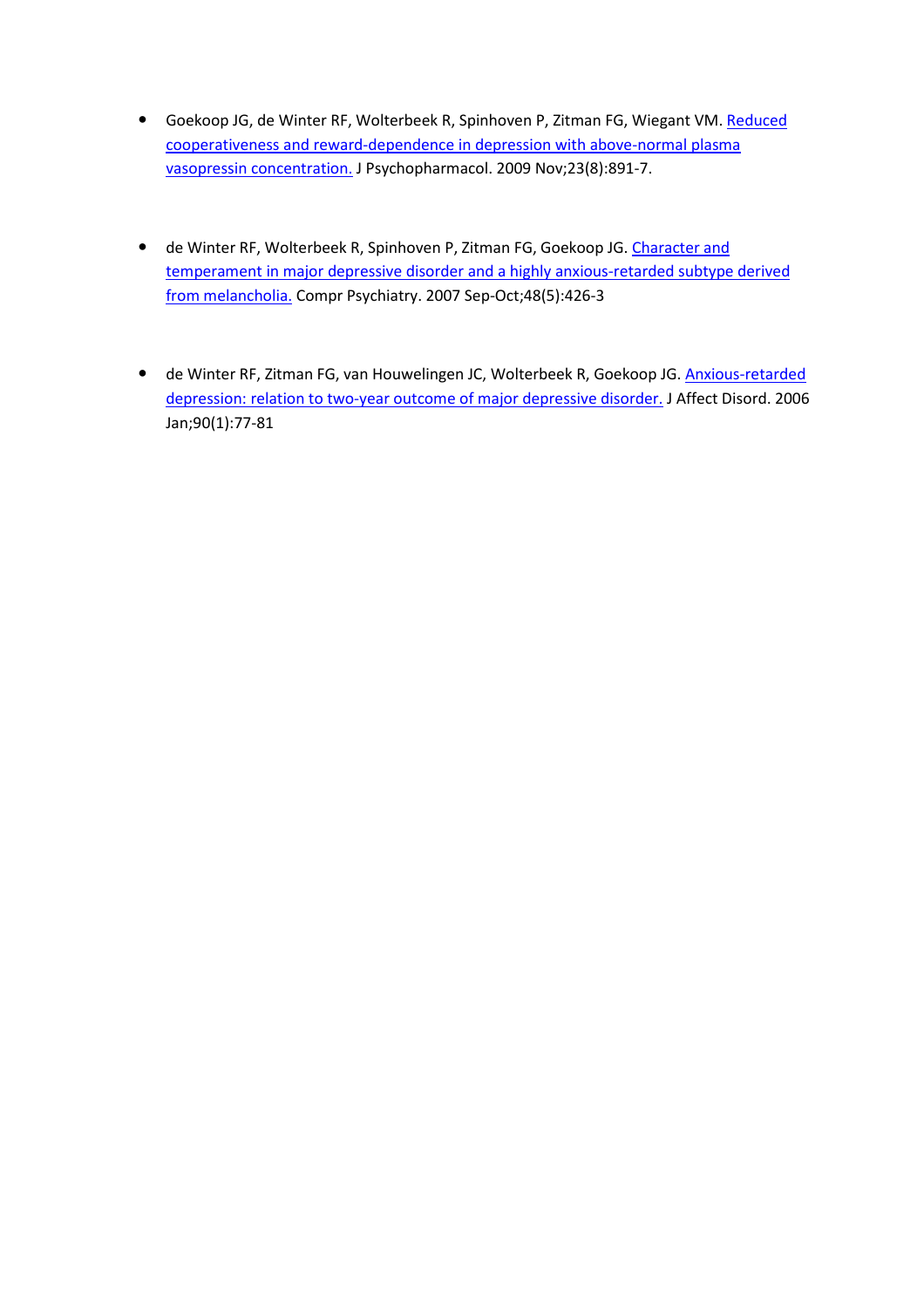- Goekoop JG, de Winter RF, Wolterbeek R, Spinhoven P, Zitman FG, Wiegant VM. Reduced cooperativeness and reward-dependence in depression with above-normal plasma vasopressin concentration. J Psychopharmacol. 2009 Nov;23(8):891-7.

- de Winter RF, Wolterbeek R, Spinhoven P, Zitman FG, Goekoop JG. Character and temperament in major depressive disorder and a highly anxious-retarded subtype derived from melancholia. Compr Psychiatry. 2007 Sep-Oct;48(5):426-3

- de Winter RF, Zitman FG, van Houwelingen JC, Wolterbeek R, Goekoop JG. Anxious-retarded depression: relation to two-year outcome of major depressive disorder. J Affect Disord. 2006 Jan;90(1):77-81